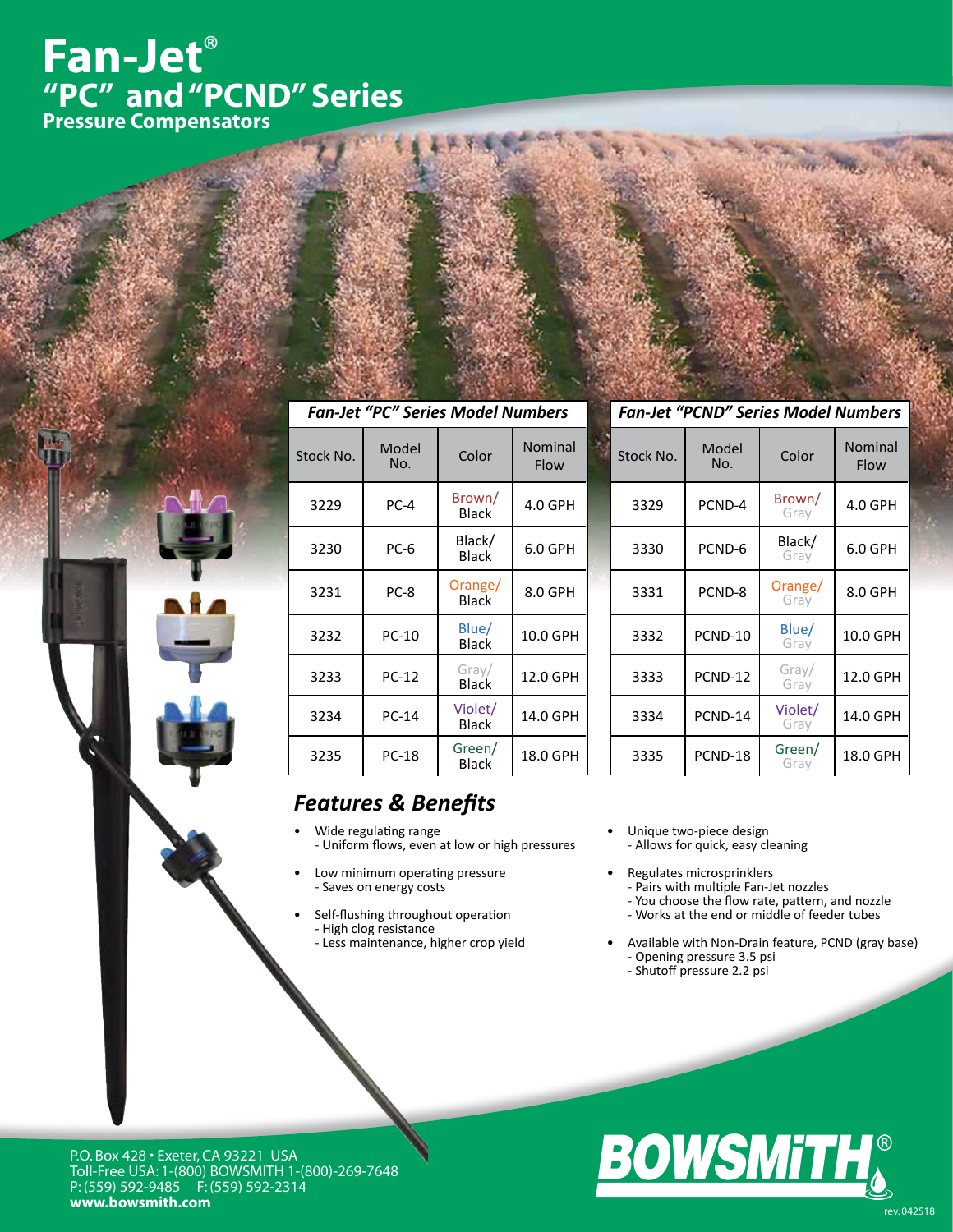# Fan-Jet®

## "PC" and "PCND" Series

### Pressure Compensators

| *Fan-Jet "PC" Series Model Numbers* | | | |
|---|---|---|---|
| Stock No. | Model No. | Color | Nominal Flow |
| 3229 | PC-4 | Brown/ Black | 4.0 GPH |
| 3230 | PC-6 | Black/ Black | 6.0 GPH |
| 3231 | PC-8 | Orange/ Black | 8.0 GPH |
| 3232 | PC-10 | Blue/ Black | 10.0 GPH |
| 3233 | PC-12 | Gray/ Black | 12.0 GPH |
| 3234 | PC-14 | Violet/ Black | 14.0 GPH |
| 3235 | PC-18 | Green/ Black | 18.0 GPH |

| *Fan-Jet "PCND" Series Model Numbers* | | | |
|---|---|---|---|
| Stock No. | Model No. | Color | Nominal Flow |
| 3329 | PCND-4 | Brown/ Gray | 4.0 GPH |
| 3330 | PCND-6 | Black/ Gray | 6.0 GPH |
| 3331 | PCND-8 | Orange/ Gray | 8.0 GPH |
| 3332 | PCND-10 | Blue/ Gray | 10.0 GPH |
| 3333 | PCND-12 | Gray/ Gray | 12.0 GPH |
| 3334 | PCND-14 | Violet/ Gray | 14.0 GPH |
| 3335 | PCND-18 | Green/ Gray | 18.0 GPH |

## *Features & Benefits*

- Wide regulating range
  - Uniform flows, even at low or high pressures
- Low minimum operating pressure
  - Saves on energy costs
- Self-flushing throughout operation
  - High clog resistance
  - Less maintenance, higher crop yield
- Unique two-piece design
  - Allows for quick, easy cleaning
- Regulates microsprinklers
  - Pairs with multiple Fan-Jet nozzles
  - You choose the flow rate, pattern, and nozzle
  - Works at the end or middle of feeder tubes
- Available with Non-Drain feature, PCND (gray base)
  - Opening pressure 3.5 psi
  - Shutoff pressure 2.2 psi

P.O. Box 428 • Exeter, CA 93221 USA
Toll-Free USA: 1-(800) BOWSMITH 1-(800)-269-7648
P: (559) 592-9485 F: (559) 592-2314
**www.bowsmith.com**

BOWSMITH®

rev. 042518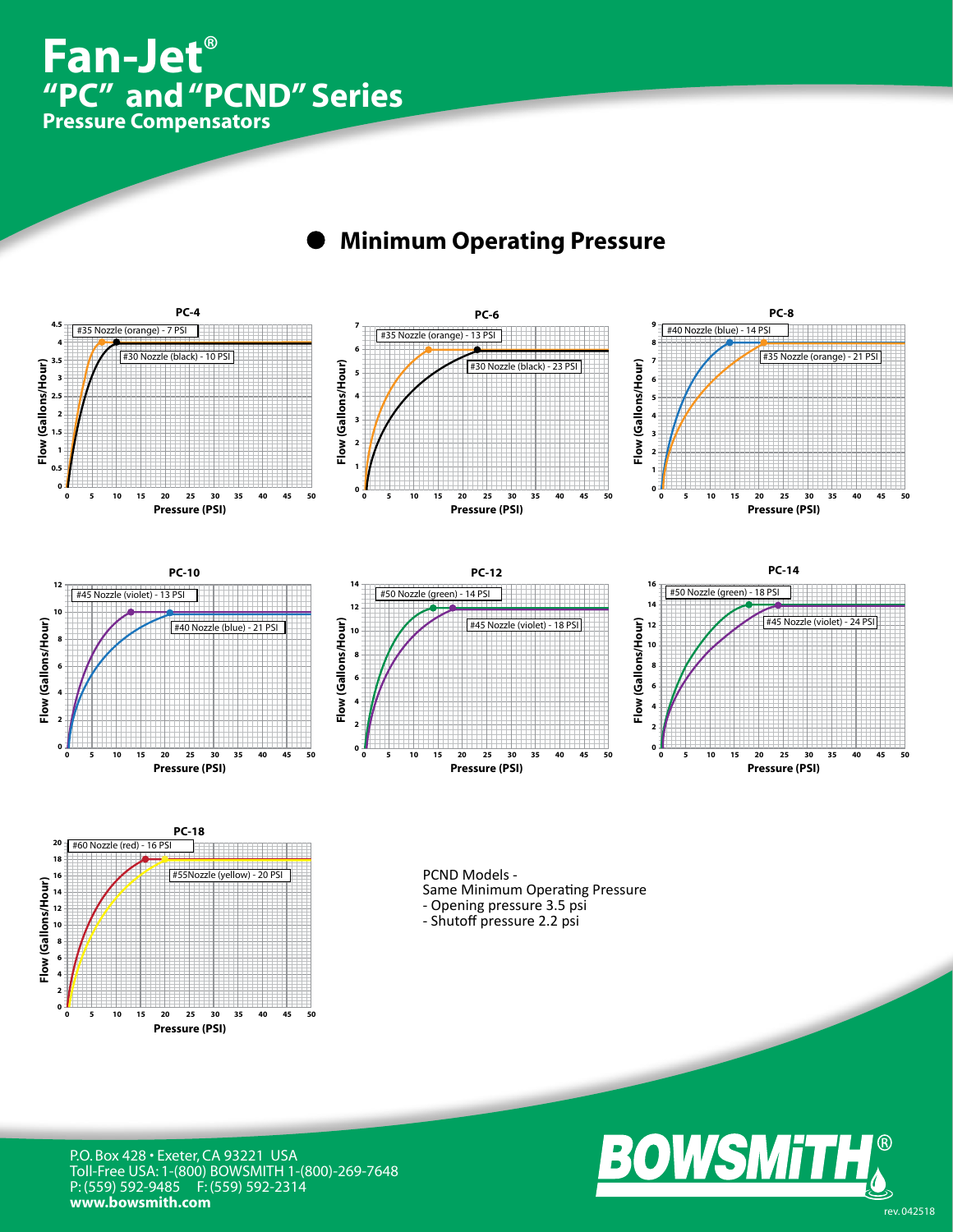# Fan-Jet®
## "PC" and "PCND" Series
### Pressure Compensators

## ● Minimum Operating Pressure

**PC-4**

Flow (Gallons/Hour)

Pressure (PSI)

#35 Nozzle (orange) - 7 PSI

#30 Nozzle (black) - 10 PSI

**PC-6**

Flow (Gallons/Hour)

Pressure (PSI)

#35 Nozzle (orange) - 13 PSI

#30 Nozzle (black) - 23 PSI

**PC-8**

Flow (Gallons/Hour)

Pressure (PSI)

#40 Nozzle (blue) - 14 PSI

#35 Nozzle (orange) - 21 PSI

**PC-10**

Flow (Gallons/Hour)

Pressure (PSI)

#45 Nozzle (violet) - 13 PSI

#40 Nozzle (blue) - 21 PSI

**PC-12**

Flow (Gallons/Hour)

Pressure (PSI)

#50 Nozzle (green) - 14 PSI

#45 Nozzle (violet) - 18 PSI

**PC-14**

Flow (Gallons/Hour)

Pressure (PSI)

#50 Nozzle (green) - 18 PSI

#45 Nozzle (violet) - 24 PSI

**PC-18**

Flow (Gallons/Hour)

Pressure (PSI)

#60 Nozzle (red) - 16 PSI

#55Nozzle (yellow) - 20 PSI

PCND Models -
Same Minimum Operating Pressure
- Opening pressure 3.5 psi
- Shutoff pressure 2.2 psi

P.O. Box 428 • Exeter, CA 93221 USA
Toll-Free USA: 1-(800) BOWSMITH 1-(800)-269-7648
P: (559) 592-9485 F: (559) 592-2314
**www.bowsmith.com**

BOWSMITH®

rev. 042518